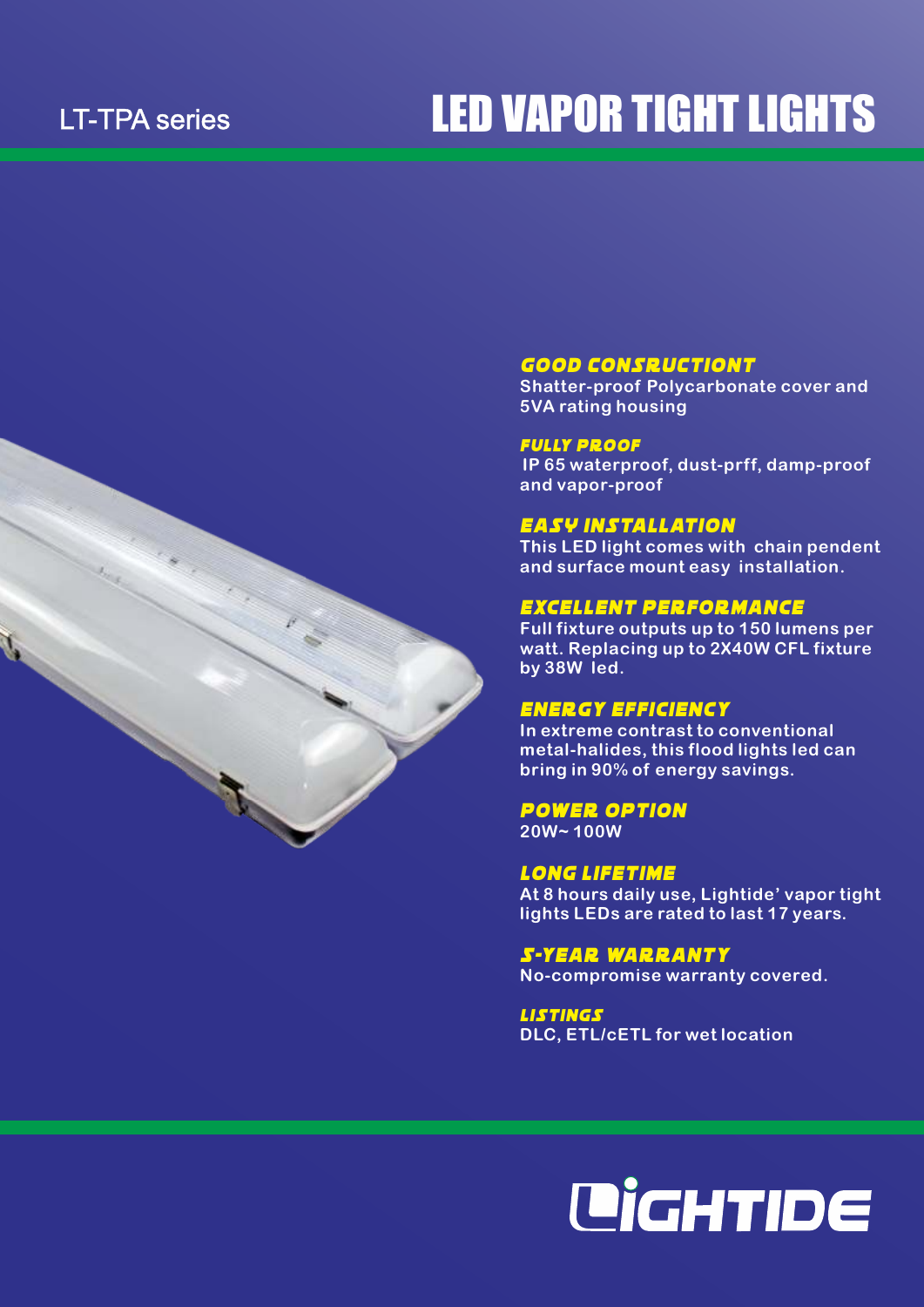LT-TPA series

# LED VAPOR TIGHT LIGHTS

### GOOD CONSRUCTIONT
Shatter-proof Polycarbonate cover and 5VA rating housing

### FULLY PROOF
IP 65 waterproof, dust-prff, damp-proof and vapor-proof

### EASY INSTALLATION
This LED light comes with chain pendent and surface mount easy installation.

### EXCELLENT PERFORMANCE
Full fixture outputs up to 150 lumens per watt. Replacing up to 2X40W CFL fixture by 38W led.

### ENERGY EFFICIENCY
In extreme contrast to conventional metal-halides, this flood lights led can bring in 90% of energy savings.

### POWER OPTION
20W~100W

### LONG LIFETIME
At 8 hours daily use, Lightide' vapor tight lights LEDs are rated to last 17 years.

### 5-YEAR WARRANTY
No-compromise warranty covered.

### LISTINGS
DLC, ETL/cETL for wet location

LIGHTIDE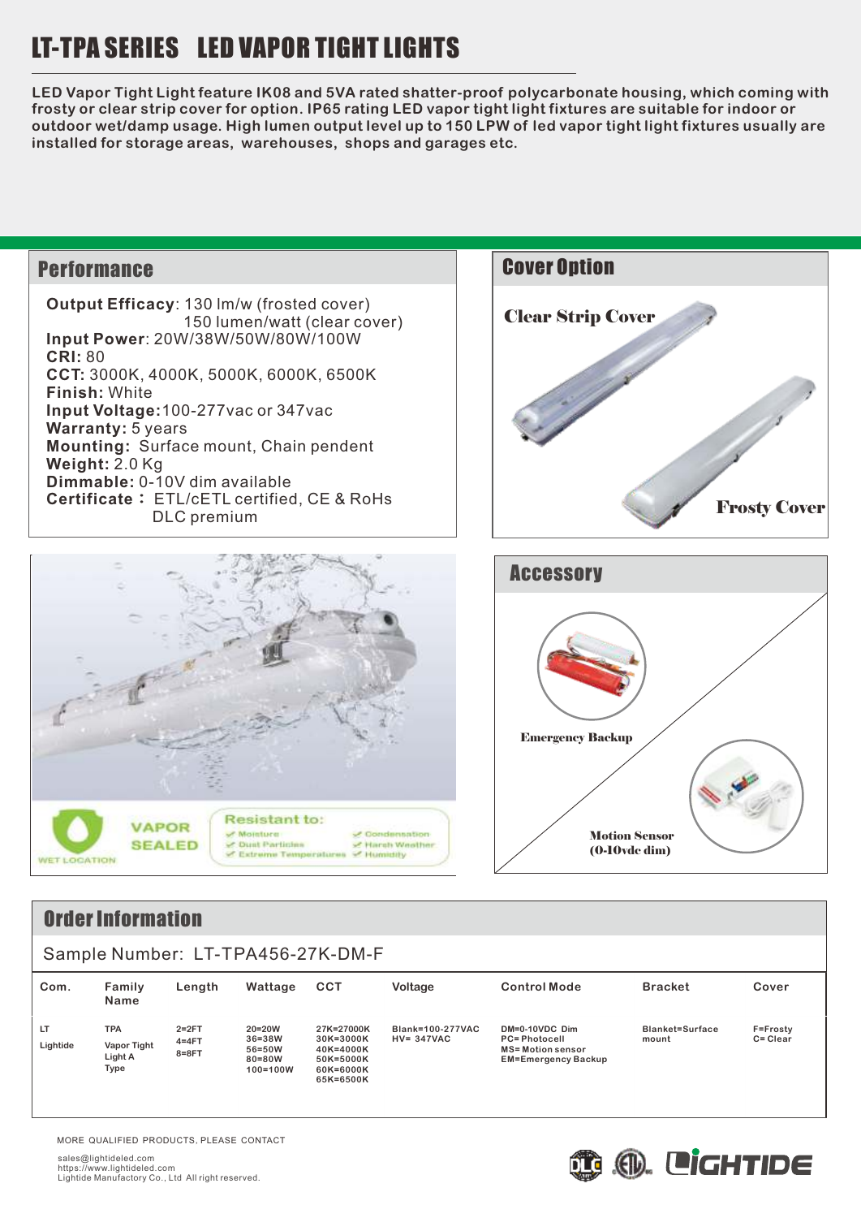# LT-TPA SERIES LED VAPOR TIGHT LIGHTS

LED Vapor Tight Light feature IK08 and 5VA rated shatter-proof polycarbonate housing, which coming with frosty or clear strip cover for option. IP65 rating LED vapor tight light fixtures are suitable for indoor or outdoor wet/damp usage. High lumen output level up to 150 LPW of led vapor tight light fixtures usually are installed for storage areas, warehouses, shops and garages etc.

## Performance

**Output Efficacy**: 130 lm/w (frosted cover)
150 lumen/watt (clear cover)
**Input Power**: 20W/38W/50W/80W/100W
**CRI:** 80
**CCT:** 3000K, 4000K, 5000K, 6000K, 6500K
**Finish:** White
**Input Voltage:** 100-277vac or 347vac
**Warranty:** 5 years
**Mounting:** Surface mount, Chain pendent
**Weight:** 2.0 Kg
**Dimmable:** 0-10V dim available
**Certificate：** ETL/cETL certified, CE & RoHs
DLC premium

## Cover Option

Clear Strip Cover

Frosty Cover

VAPOR SEALED

WET LOCATION

Resistant to:
- Moisture
- Dust Particles
- Extreme Temperatures
- Condensation
- Harsh Weather
- Humidity

## Accessory

Emergency Backup

Motion Sensor (0-10vdc dim)

## Order Information

Sample Number: LT-TPA456-27K-DM-F

| Com. | Family Name | Length | Wattage | CCT | Voltage | Control Mode | Bracket | Cover |
|---|---|---|---|---|---|---|---|---|
| LT<br>Lightide | TPA<br>Vapor Tight Light A Type | 2=2FT<br>4=4FT<br>8=8FT | 20=20W<br>36=38W<br>56=50W<br>80=80W<br>100=100W | 27K=27000K<br>30K=3000K<br>40K=4000K<br>50K=5000K<br>60K=6000K<br>65K=6500K | Blank=100-277VAC<br>HV= 347VAC | DM=0-10VDC Dim<br>PC=Photocell<br>MS=Motion sensor<br>EM=Emergency Backup | Blanket=Surface mount | F=Frosty<br>C=Clear |

MORE QUALIFIED PRODUCTS, PLEASE CONTACT

sales@lightideled.com
https://www.lightideled.com
Lightide Manufactory Co., Ltd All right reserved.

LIGHTIDE